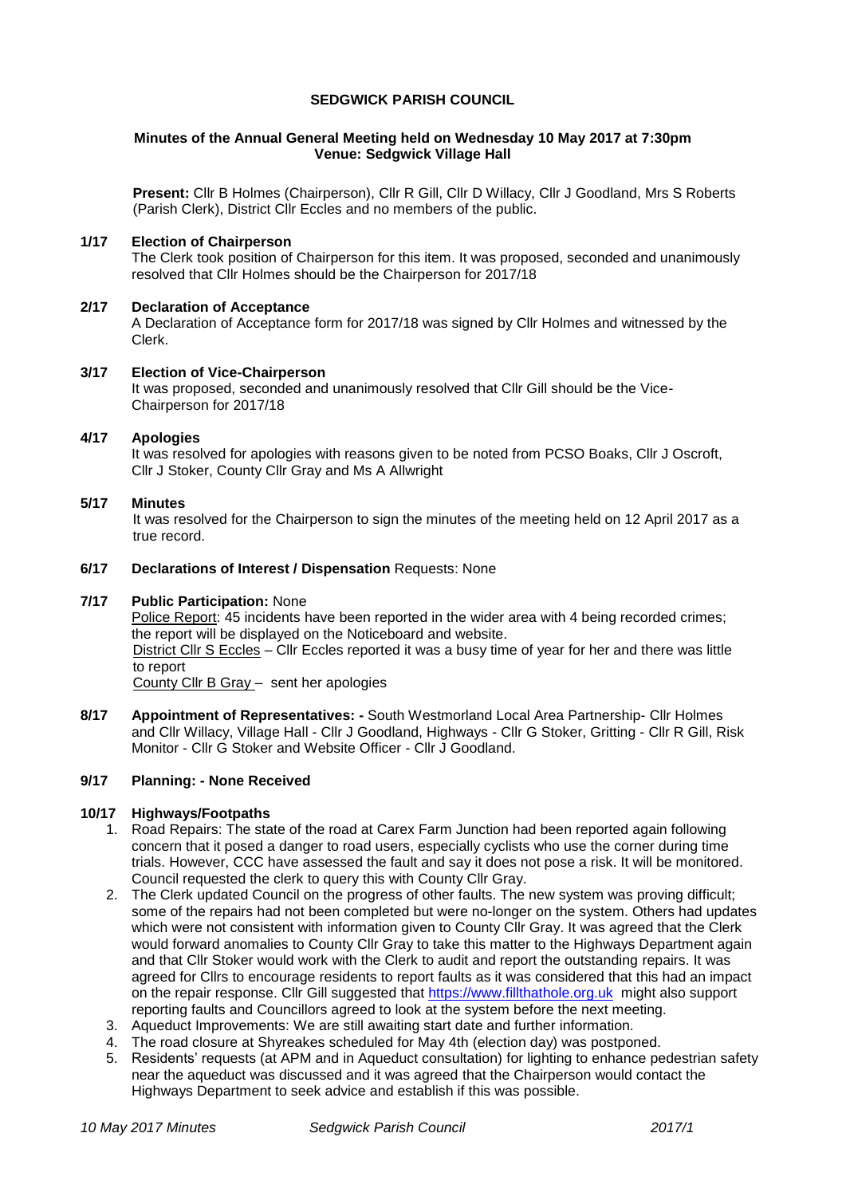# SEDGWICK PARISH COUNCIL

**Minutes of the Annual General Meeting held on Wednesday 10 May 2017 at 7:30pm**
**Venue: Sedgwick Village Hall**

**Present:** Cllr B Holmes (Chairperson), Cllr R Gill, Cllr D Willacy, Cllr J Goodland, Mrs S Roberts (Parish Clerk), District Cllr Eccles and no members of the public.

**1/17 Election of Chairperson**

The Clerk took position of Chairperson for this item. It was proposed, seconded and unanimously resolved that Cllr Holmes should be the Chairperson for 2017/18

**2/17 Declaration of Acceptance**

A Declaration of Acceptance form for 2017/18 was signed by Cllr Holmes and witnessed by the Clerk.

**3/17 Election of Vice-Chairperson**

It was proposed, seconded and unanimously resolved that Cllr Gill should be the Vice-Chairperson for 2017/18

**4/17 Apologies**

It was resolved for apologies with reasons given to be noted from PCSO Boaks, Cllr J Oscroft, Cllr J Stoker, County Cllr Gray and Ms A Allwright

**5/17 Minutes**

It was resolved for the Chairperson to sign the minutes of the meeting held on 12 April 2017 as a true record.

**6/17 Declarations of Interest / Dispensation** Requests: None

**7/17 Public Participation:** None

Police Report: 45 incidents have been reported in the wider area with 4 being recorded crimes; the report will be displayed on the Noticeboard and website.

District Cllr S Eccles – Cllr Eccles reported it was a busy time of year for her and there was little to report

County Cllr B Gray – sent her apologies

**8/17 Appointment of Representatives: -** South Westmorland Local Area Partnership- Cllr Holmes and Cllr Willacy, Village Hall - Cllr J Goodland, Highways - Cllr G Stoker, Gritting - Cllr R Gill, Risk Monitor - Cllr G Stoker and Website Officer - Cllr J Goodland.

**9/17 Planning: - None Received**

**10/17 Highways/Footpaths**

1. Road Repairs: The state of the road at Carex Farm Junction had been reported again following concern that it posed a danger to road users, especially cyclists who use the corner during time trials. However, CCC have assessed the fault and say it does not pose a risk. It will be monitored. Council requested the clerk to query this with County Cllr Gray.
2. The Clerk updated Council on the progress of other faults. The new system was proving difficult; some of the repairs had not been completed but were no-longer on the system. Others had updates which were not consistent with information given to County Cllr Gray. It was agreed that the Clerk would forward anomalies to County Cllr Gray to take this matter to the Highways Department again and that Cllr Stoker would work with the Clerk to audit and report the outstanding repairs. It was agreed for Cllrs to encourage residents to report faults as it was considered that this had an impact on the repair response. Cllr Gill suggested that https://www.fillthathole.org.uk might also support reporting faults and Councillors agreed to look at the system before the next meeting.
3. Aqueduct Improvements: We are still awaiting start date and further information.
4. The road closure at Shyreakes scheduled for May 4th (election day) was postponed.
5. Residents' requests (at APM and in Aqueduct consultation) for lighting to enhance pedestrian safety near the aqueduct was discussed and it was agreed that the Chairperson would contact the Highways Department to seek advice and establish if this was possible.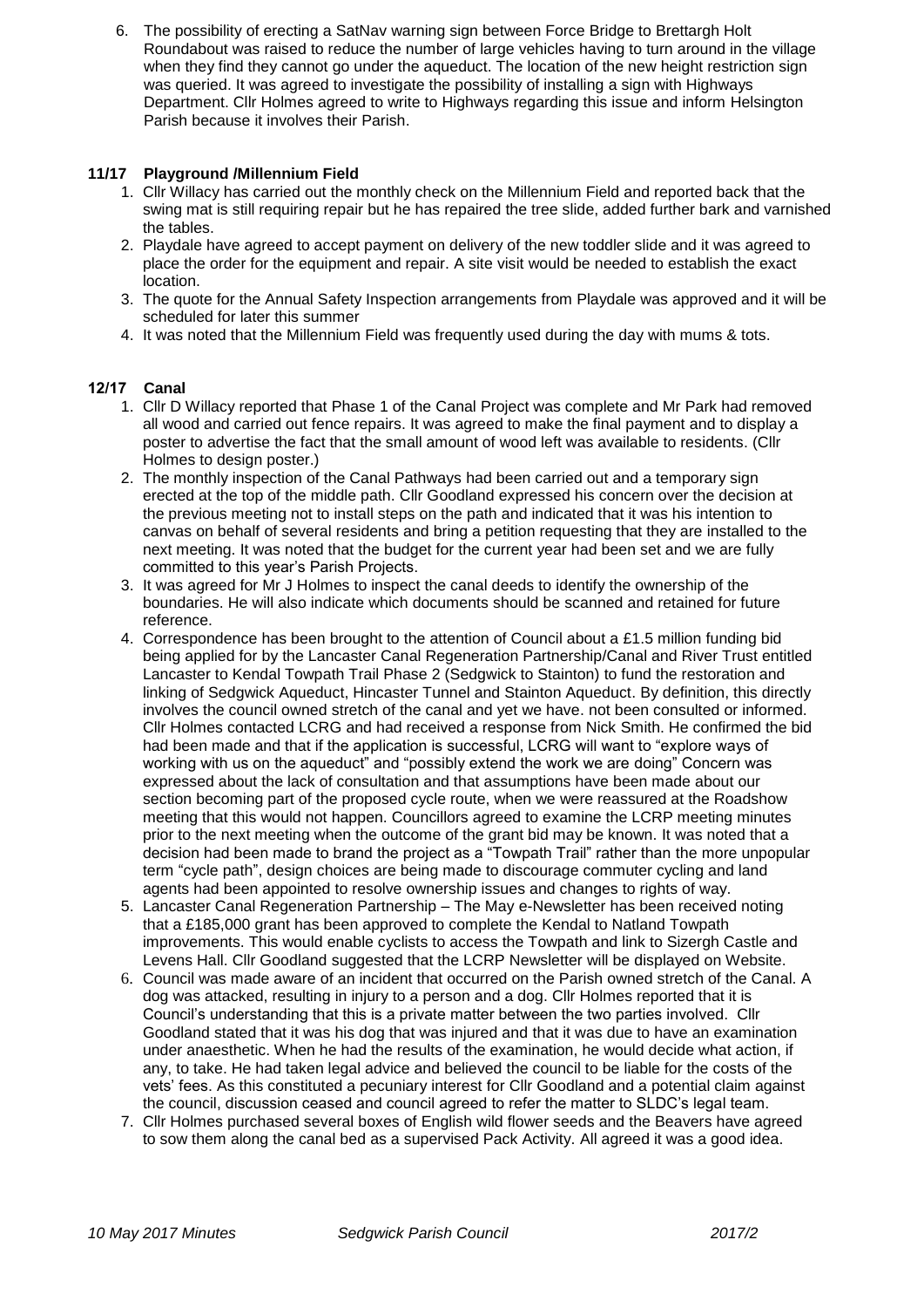6. The possibility of erecting a SatNav warning sign between Force Bridge to Brettargh Holt Roundabout was raised to reduce the number of large vehicles having to turn around in the village when they find they cannot go under the aqueduct. The location of the new height restriction sign was queried. It was agreed to investigate the possibility of installing a sign with Highways Department. Cllr Holmes agreed to write to Highways regarding this issue and inform Helsington Parish because it involves their Parish.

**11/17 Playground /Millennium Field**

1. Cllr Willacy has carried out the monthly check on the Millennium Field and reported back that the swing mat is still requiring repair but he has repaired the tree slide, added further bark and varnished the tables.
2. Playdale have agreed to accept payment on delivery of the new toddler slide and it was agreed to place the order for the equipment and repair. A site visit would be needed to establish the exact location.
3. The quote for the Annual Safety Inspection arrangements from Playdale was approved and it will be scheduled for later this summer
4. It was noted that the Millennium Field was frequently used during the day with mums & tots.

**12/17 Canal**

1. Cllr D Willacy reported that Phase 1 of the Canal Project was complete and Mr Park had removed all wood and carried out fence repairs. It was agreed to make the final payment and to display a poster to advertise the fact that the small amount of wood left was available to residents. (Cllr Holmes to design poster.)
2. The monthly inspection of the Canal Pathways had been carried out and a temporary sign erected at the top of the middle path. Cllr Goodland expressed his concern over the decision at the previous meeting not to install steps on the path and indicated that it was his intention to canvas on behalf of several residents and bring a petition requesting that they are installed to the next meeting. It was noted that the budget for the current year had been set and we are fully committed to this year's Parish Projects.
3. It was agreed for Mr J Holmes to inspect the canal deeds to identify the ownership of the boundaries. He will also indicate which documents should be scanned and retained for future reference.
4. Correspondence has been brought to the attention of Council about a £1.5 million funding bid being applied for by the Lancaster Canal Regeneration Partnership/Canal and River Trust entitled Lancaster to Kendal Towpath Trail Phase 2 (Sedgwick to Stainton) to fund the restoration and linking of Sedgwick Aqueduct, Hincaster Tunnel and Stainton Aqueduct. By definition, this directly involves the council owned stretch of the canal and yet we have. not been consulted or informed. Cllr Holmes contacted LCRG and had received a response from Nick Smith. He confirmed the bid had been made and that if the application is successful, LCRG will want to "explore ways of working with us on the aqueduct" and "possibly extend the work we are doing" Concern was expressed about the lack of consultation and that assumptions have been made about our section becoming part of the proposed cycle route, when we were reassured at the Roadshow meeting that this would not happen. Councillors agreed to examine the LCRP meeting minutes prior to the next meeting when the outcome of the grant bid may be known. It was noted that a decision had been made to brand the project as a "Towpath Trail" rather than the more unpopular term "cycle path", design choices are being made to discourage commuter cycling and land agents had been appointed to resolve ownership issues and changes to rights of way.
5. Lancaster Canal Regeneration Partnership – The May e-Newsletter has been received noting that a £185,000 grant has been approved to complete the Kendal to Natland Towpath improvements. This would enable cyclists to access the Towpath and link to Sizergh Castle and Levens Hall. Cllr Goodland suggested that the LCRP Newsletter will be displayed on Website.
6. Council was made aware of an incident that occurred on the Parish owned stretch of the Canal. A dog was attacked, resulting in injury to a person and a dog. Cllr Holmes reported that it is Council's understanding that this is a private matter between the two parties involved. Cllr Goodland stated that it was his dog that was injured and that it was due to have an examination under anaesthetic. When he had the results of the examination, he would decide what action, if any, to take. He had taken legal advice and believed the council to be liable for the costs of the vets' fees. As this constituted a pecuniary interest for Cllr Goodland and a potential claim against the council, discussion ceased and council agreed to refer the matter to SLDC's legal team.
7. Cllr Holmes purchased several boxes of English wild flower seeds and the Beavers have agreed to sow them along the canal bed as a supervised Pack Activity. All agreed it was a good idea.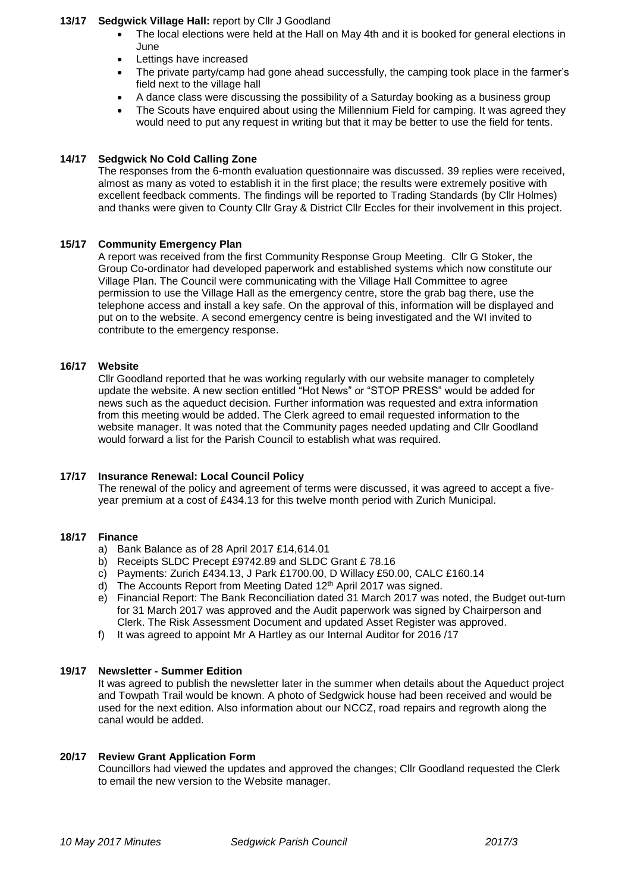**13/17 Sedgwick Village Hall:** report by Cllr J Goodland

- The local elections were held at the Hall on May 4th and it is booked for general elections in June
- Lettings have increased
- The private party/camp had gone ahead successfully, the camping took place in the farmer's field next to the village hall
- A dance class were discussing the possibility of a Saturday booking as a business group
- The Scouts have enquired about using the Millennium Field for camping. It was agreed they would need to put any request in writing but that it may be better to use the field for tents.

**14/17 Sedgwick No Cold Calling Zone**

The responses from the 6-month evaluation questionnaire was discussed. 39 replies were received, almost as many as voted to establish it in the first place; the results were extremely positive with excellent feedback comments. The findings will be reported to Trading Standards (by Cllr Holmes) and thanks were given to County Cllr Gray & District Cllr Eccles for their involvement in this project.

**15/17 Community Emergency Plan**

A report was received from the first Community Response Group Meeting. Cllr G Stoker, the Group Co-ordinator had developed paperwork and established systems which now constitute our Village Plan. The Council were communicating with the Village Hall Committee to agree permission to use the Village Hall as the emergency centre, store the grab bag there, use the telephone access and install a key safe. On the approval of this, information will be displayed and put on to the website. A second emergency centre is being investigated and the WI invited to contribute to the emergency response.

**16/17 Website**

Cllr Goodland reported that he was working regularly with our website manager to completely update the website. A new section entitled "Hot News" or "STOP PRESS" would be added for news such as the aqueduct decision. Further information was requested and extra information from this meeting would be added. The Clerk agreed to email requested information to the website manager. It was noted that the Community pages needed updating and Cllr Goodland would forward a list for the Parish Council to establish what was required.

**17/17 Insurance Renewal: Local Council Policy**

The renewal of the policy and agreement of terms were discussed, it was agreed to accept a five-year premium at a cost of £434.13 for this twelve month period with Zurich Municipal.

**18/17 Finance**

a) Bank Balance as of 28 April 2017 £14,614.01
b) Receipts SLDC Precept £9742.89 and SLDC Grant £ 78.16
c) Payments: Zurich £434.13, J Park £1700.00, D Willacy £50.00, CALC £160.14
d) The Accounts Report from Meeting Dated 12th April 2017 was signed.
e) Financial Report: The Bank Reconciliation dated 31 March 2017 was noted, the Budget out-turn for 31 March 2017 was approved and the Audit paperwork was signed by Chairperson and Clerk. The Risk Assessment Document and updated Asset Register was approved.
f) It was agreed to appoint Mr A Hartley as our Internal Auditor for 2016 /17

**19/17 Newsletter - Summer Edition**

It was agreed to publish the newsletter later in the summer when details about the Aqueduct project and Towpath Trail would be known. A photo of Sedgwick house had been received and would be used for the next edition. Also information about our NCCZ, road repairs and regrowth along the canal would be added.

**20/17 Review Grant Application Form**

Councillors had viewed the updates and approved the changes; Cllr Goodland requested the Clerk to email the new version to the Website manager.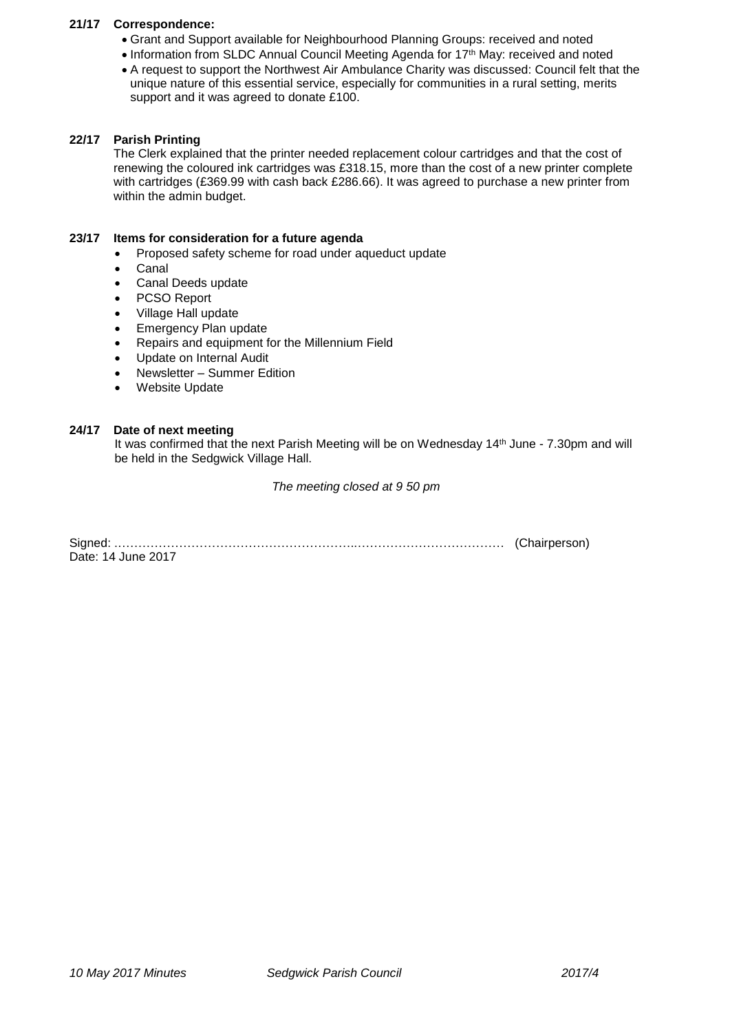**21/17 Correspondence:**

- Grant and Support available for Neighbourhood Planning Groups: received and noted
- Information from SLDC Annual Council Meeting Agenda for 17th May: received and noted
- A request to support the Northwest Air Ambulance Charity was discussed: Council felt that the unique nature of this essential service, especially for communities in a rural setting, merits support and it was agreed to donate £100.

**22/17 Parish Printing**

The Clerk explained that the printer needed replacement colour cartridges and that the cost of renewing the coloured ink cartridges was £318.15, more than the cost of a new printer complete with cartridges (£369.99 with cash back £286.66). It was agreed to purchase a new printer from within the admin budget.

**23/17 Items for consideration for a future agenda**

- Proposed safety scheme for road under aqueduct update
- Canal
- Canal Deeds update
- PCSO Report
- Village Hall update
- Emergency Plan update
- Repairs and equipment for the Millennium Field
- Update on Internal Audit
- Newsletter – Summer Edition
- Website Update

**24/17 Date of next meeting**

It was confirmed that the next Parish Meeting will be on Wednesday 14th June - 7.30pm and will be held in the Sedgwick Village Hall.

*The meeting closed at 9 50 pm*

Signed: …………………………………………………..……………………………… (Chairperson)
Date: 14 June 2017